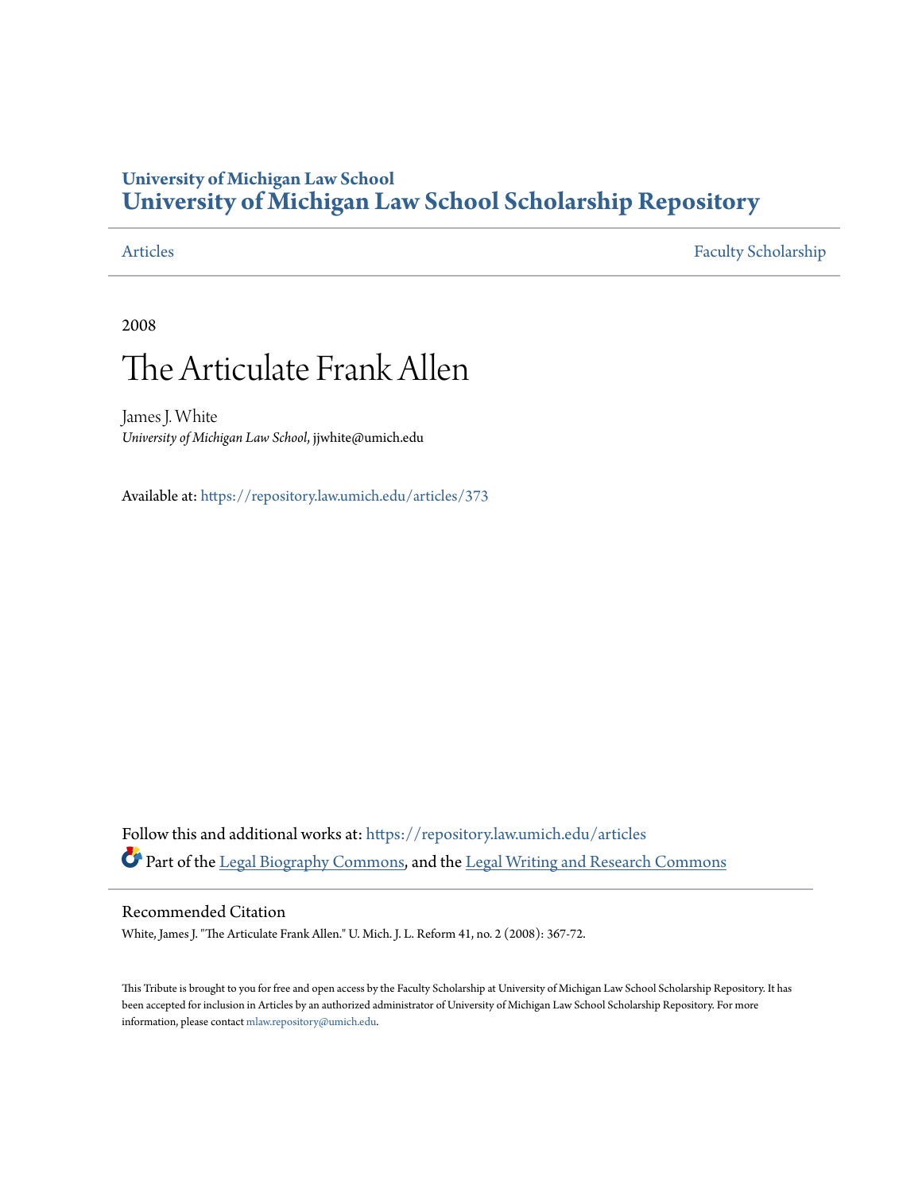# University of Michigan Law School
# University of Michigan Law School Scholarship Repository

Articles | Faculty Scholarship

2008

# The Articulate Frank Allen

James J. White
*University of Michigan Law School*, jjwhite@umich.edu

Available at: https://repository.law.umich.edu/articles/373

Follow this and additional works at: https://repository.law.umich.edu/articles

Part of the Legal Biography Commons, and the Legal Writing and Research Commons

## Recommended Citation

White, James J. "The Articulate Frank Allen." U. Mich. J. L. Reform 41, no. 2 (2008): 367-72.

This Tribute is brought to you for free and open access by the Faculty Scholarship at University of Michigan Law School Scholarship Repository. It has been accepted for inclusion in Articles by an authorized administrator of University of Michigan Law School Scholarship Repository. For more information, please contact mlaw.repository@umich.edu.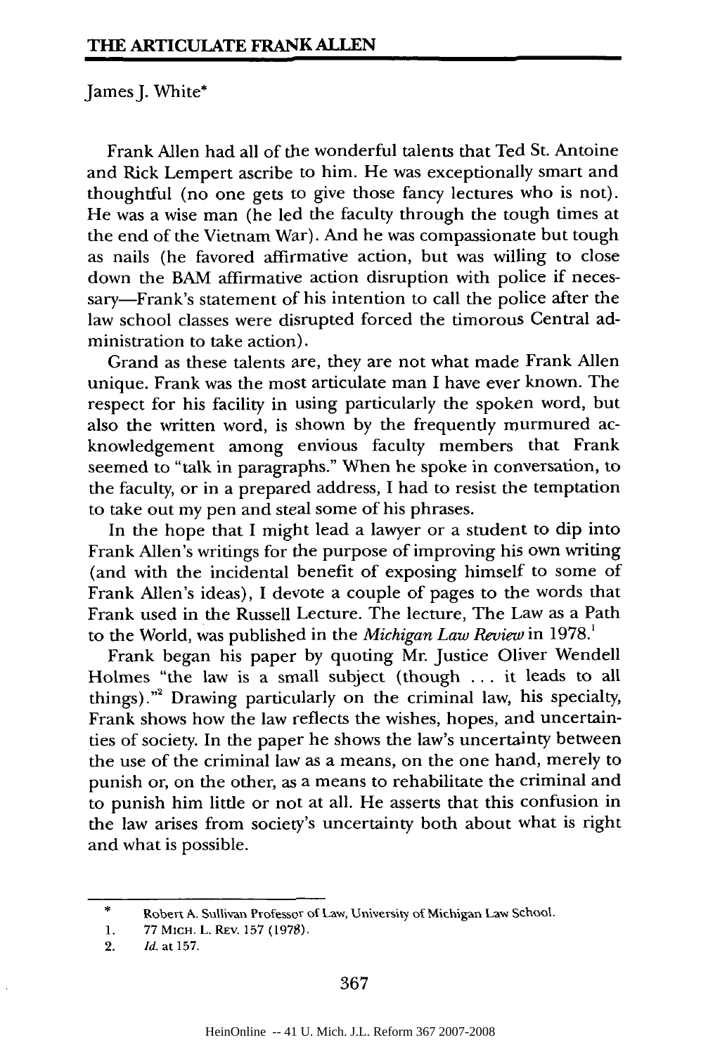# THE ARTICULATE FRANK ALLEN

James J. White*

Frank Allen had all of the wonderful talents that Ted St. Antoine and Rick Lempert ascribe to him. He was exceptionally smart and thoughtful (no one gets to give those fancy lectures who is not). He was a wise man (he led the faculty through the tough times at the end of the Vietnam War). And he was compassionate but tough as nails (he favored affirmative action, but was willing to close down the BAM affirmative action disruption with police if necessary—Frank's statement of his intention to call the police after the law school classes were disrupted forced the timorous Central administration to take action).

Grand as these talents are, they are not what made Frank Allen unique. Frank was the most articulate man I have ever known. The respect for his facility in using particularly the spoken word, but also the written word, is shown by the frequently murmured acknowledgement among envious faculty members that Frank seemed to "talk in paragraphs." When he spoke in conversation, to the faculty, or in a prepared address, I had to resist the temptation to take out my pen and steal some of his phrases.

In the hope that I might lead a lawyer or a student to dip into Frank Allen's writings for the purpose of improving his own writing (and with the incidental benefit of exposing himself to some of Frank Allen's ideas), I devote a couple of pages to the words that Frank used in the Russell Lecture. The lecture, The Law as a Path to the World, was published in the *Michigan Law Review* in 1978.[1]

Frank began his paper by quoting Mr. Justice Oliver Wendell Holmes "the law is a small subject (though . . . it leads to all things)."[2] Drawing particularly on the criminal law, his specialty, Frank shows how the law reflects the wishes, hopes, and uncertainties of society. In the paper he shows the law's uncertainty between the use of the criminal law as a means, on the one hand, merely to punish or, on the other, as a means to rehabilitate the criminal and to punish him little or not at all. He asserts that this confusion in the law arises from society's uncertainty both about what is right and what is possible.

---

\* Robert A. Sullivan Professor of Law, University of Michigan Law School.

1. 77 MICH. L. REV. 157 (1978).

2. *Id.* at 157.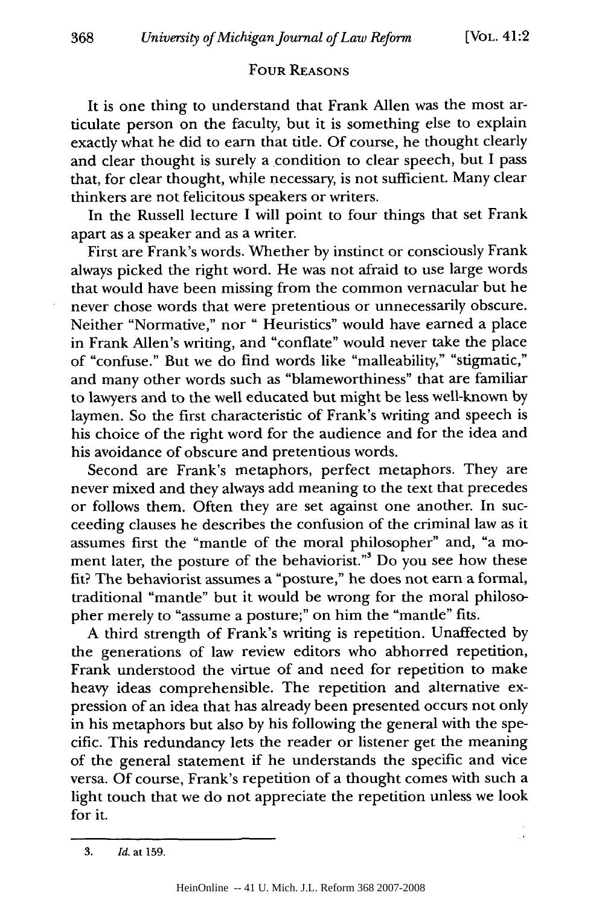## FOUR REASONS

It is one thing to understand that Frank Allen was the most articulate person on the faculty, but it is something else to explain exactly what he did to earn that title. Of course, he thought clearly and clear thought is surely a condition to clear speech, but I pass that, for clear thought, while necessary, is not sufficient. Many clear thinkers are not felicitous speakers or writers.

In the Russell lecture I will point to four things that set Frank apart as a speaker and as a writer.

First are Frank's words. Whether by instinct or consciously Frank always picked the right word. He was not afraid to use large words that would have been missing from the common vernacular but he never chose words that were pretentious or unnecessarily obscure. Neither "Normative," nor " Heuristics" would have earned a place in Frank Allen's writing, and "conflate" would never take the place of "confuse." But we do find words like "malleability," "stigmatic," and many other words such as "blameworthiness" that are familiar to lawyers and to the well educated but might be less well-known by laymen. So the first characteristic of Frank's writing and speech is his choice of the right word for the audience and for the idea and his avoidance of obscure and pretentious words.

Second are Frank's metaphors, perfect metaphors. They are never mixed and they always add meaning to the text that precedes or follows them. Often they are set against one another. In succeeding clauses he describes the confusion of the criminal law as it assumes first the "mantle of the moral philosopher" and, "a moment later, the posture of the behaviorist."[3] Do you see how these fit? The behaviorist assumes a "posture," he does not earn a formal, traditional "mantle" but it would be wrong for the moral philosopher merely to "assume a posture;" on him the "mantle" fits.

A third strength of Frank's writing is repetition. Unaffected by the generations of law review editors who abhorred repetition, Frank understood the virtue of and need for repetition to make heavy ideas comprehensible. The repetition and alternative expression of an idea that has already been presented occurs not only in his metaphors but also by his following the general with the specific. This redundancy lets the reader or listener get the meaning of the general statement if he understands the specific and vice versa. Of course, Frank's repetition of a thought comes with such a light touch that we do not appreciate the repetition unless we look for it.

---

3. *Id.* at 159.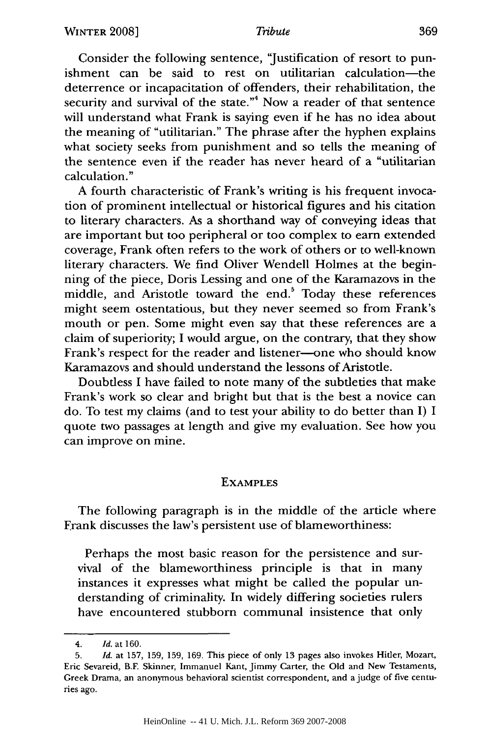Consider the following sentence, "Justification of resort to punishment can be said to rest on utilitarian calculation—the deterrence or incapacitation of offenders, their rehabilitation, the security and survival of the state."[4] Now a reader of that sentence will understand what Frank is saying even if he has no idea about the meaning of "utilitarian." The phrase after the hyphen explains what society seeks from punishment and so tells the meaning of the sentence even if the reader has never heard of a "utilitarian calculation."

A fourth characteristic of Frank's writing is his frequent invocation of prominent intellectual or historical figures and his citation to literary characters. As a shorthand way of conveying ideas that are important but too peripheral or too complex to earn extended coverage, Frank often refers to the work of others or to well-known literary characters. We find Oliver Wendell Holmes at the beginning of the piece, Doris Lessing and one of the Karamazovs in the middle, and Aristotle toward the end.[5] Today these references might seem ostentatious, but they never seemed so from Frank's mouth or pen. Some might even say that these references are a claim of superiority; I would argue, on the contrary, that they show Frank's respect for the reader and listener—one who should know Karamazovs and should understand the lessons of Aristotle.

Doubtless I have failed to note many of the subtleties that make Frank's work so clear and bright but that is the best a novice can do. To test my claims (and to test your ability to do better than I) I quote two passages at length and give my evaluation. See how you can improve on mine.

## EXAMPLES

The following paragraph is in the middle of the article where Frank discusses the law's persistent use of blameworthiness:

> Perhaps the most basic reason for the persistence and survival of the blameworthiness principle is that in many instances it expresses what might be called the popular understanding of criminality. In widely differing societies rulers have encountered stubborn communal insistence that only

4. *Id.* at 160.

5. *Id.* at 157, 159, 159, 169. This piece of only 13 pages also invokes Hitler, Mozart, Eric Sevareid, B.F. Skinner, Immanuel Kant, Jimmy Carter, the Old and New Testaments, Greek Drama, an anonymous behavioral scientist correspondent, and a judge of five centuries ago.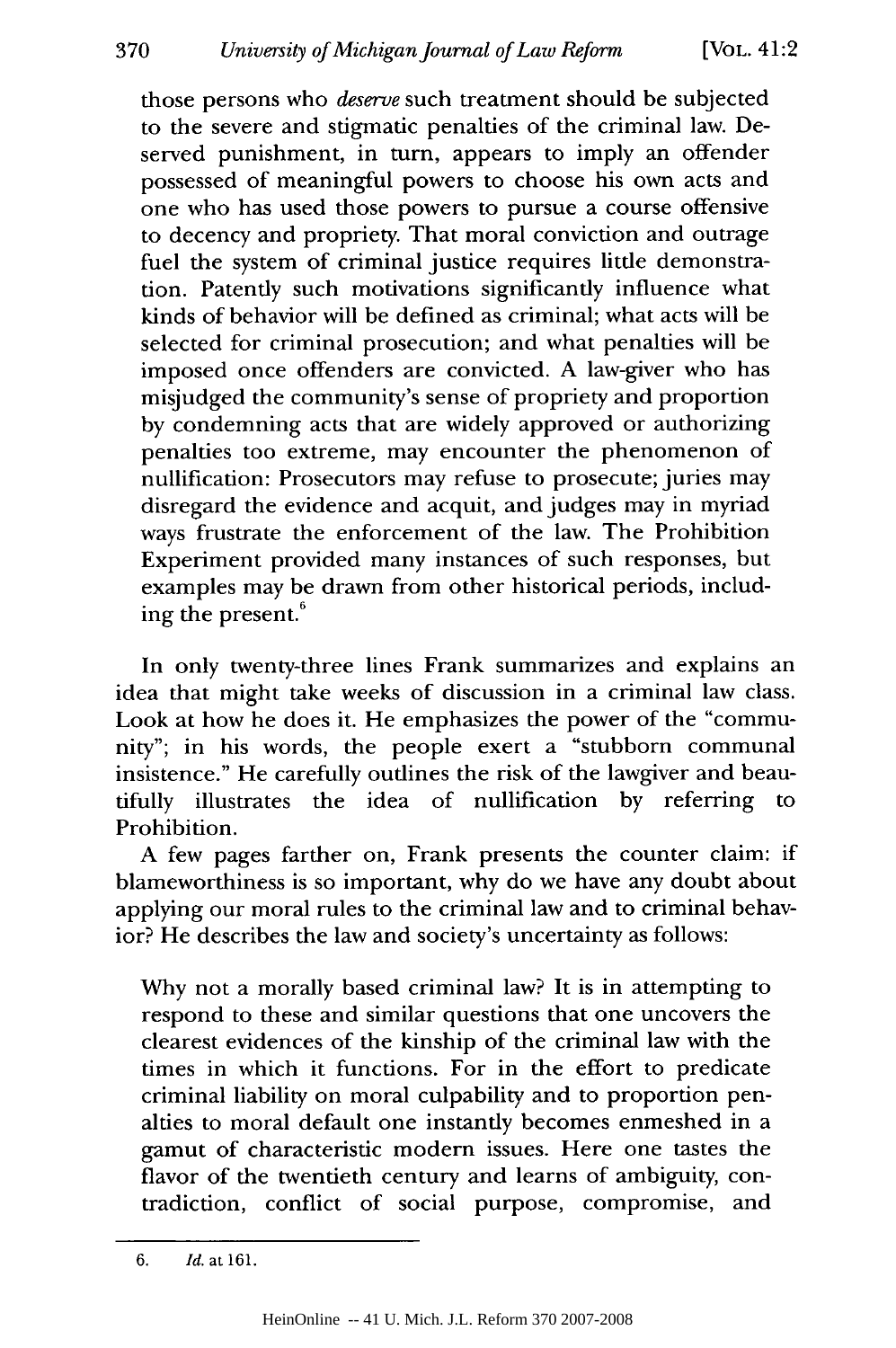those persons who *deserve* such treatment should be subjected to the severe and stigmatic penalties of the criminal law. Deserved punishment, in turn, appears to imply an offender possessed of meaningful powers to choose his own acts and one who has used those powers to pursue a course offensive to decency and propriety. That moral conviction and outrage fuel the system of criminal justice requires little demonstration. Patently such motivations significantly influence what kinds of behavior will be defined as criminal; what acts will be selected for criminal prosecution; and what penalties will be imposed once offenders are convicted. A law-giver who has misjudged the community's sense of propriety and proportion by condemning acts that are widely approved or authorizing penalties too extreme, may encounter the phenomenon of nullification: Prosecutors may refuse to prosecute; juries may disregard the evidence and acquit, and judges may in myriad ways frustrate the enforcement of the law. The Prohibition Experiment provided many instances of such responses, but examples may be drawn from other historical periods, including the present.[6]

In only twenty-three lines Frank summarizes and explains an idea that might take weeks of discussion in a criminal law class. Look at how he does it. He emphasizes the power of the "community"; in his words, the people exert a "stubborn communal insistence." He carefully outlines the risk of the lawgiver and beautifully illustrates the idea of nullification by referring to Prohibition.

A few pages farther on, Frank presents the counter claim: if blameworthiness is so important, why do we have any doubt about applying our moral rules to the criminal law and to criminal behavior? He describes the law and society's uncertainty as follows:

> Why not a morally based criminal law? It is in attempting to respond to these and similar questions that one uncovers the clearest evidences of the kinship of the criminal law with the times in which it functions. For in the effort to predicate criminal liability on moral culpability and to proportion penalties to moral default one instantly becomes enmeshed in a gamut of characteristic modern issues. Here one tastes the flavor of the twentieth century and learns of ambiguity, contradiction, conflict of social purpose, compromise, and

6. *Id.* at 161.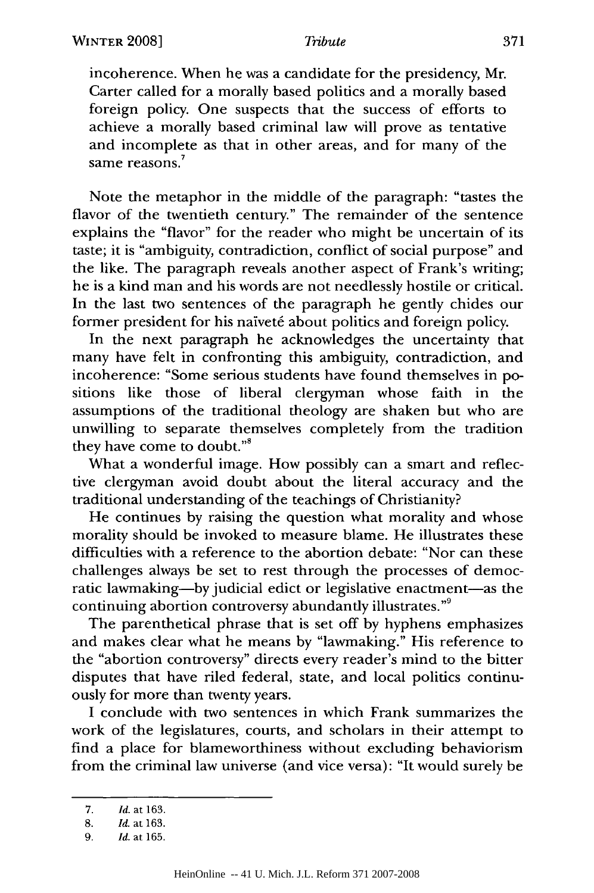> incoherence. When he was a candidate for the presidency, Mr. Carter called for a morally based politics and a morally based foreign policy. One suspects that the success of efforts to achieve a morally based criminal law will prove as tentative and incomplete as that in other areas, and for many of the same reasons.[7]

Note the metaphor in the middle of the paragraph: "tastes the flavor of the twentieth century." The remainder of the sentence explains the "flavor" for the reader who might be uncertain of its taste; it is "ambiguity, contradiction, conflict of social purpose" and the like. The paragraph reveals another aspect of Frank's writing; he is a kind man and his words are not needlessly hostile or critical. In the last two sentences of the paragraph he gently chides our former president for his naïveté about politics and foreign policy.

In the next paragraph he acknowledges the uncertainty that many have felt in confronting this ambiguity, contradiction, and incoherence: "Some serious students have found themselves in positions like those of liberal clergyman whose faith in the assumptions of the traditional theology are shaken but who are unwilling to separate themselves completely from the tradition they have come to doubt."[8]

What a wonderful image. How possibly can a smart and reflective clergyman avoid doubt about the literal accuracy and the traditional understanding of the teachings of Christianity?

He continues by raising the question what morality and whose morality should be invoked to measure blame. He illustrates these difficulties with a reference to the abortion debate: "Nor can these challenges always be set to rest through the processes of democratic lawmaking—by judicial edict or legislative enactment—as the continuing abortion controversy abundantly illustrates."[9]

The parenthetical phrase that is set off by hyphens emphasizes and makes clear what he means by "lawmaking." His reference to the "abortion controversy" directs every reader's mind to the bitter disputes that have riled federal, state, and local politics continuously for more than twenty years.

I conclude with two sentences in which Frank summarizes the work of the legislatures, courts, and scholars in their attempt to find a place for blameworthiness without excluding behaviorism from the criminal law universe (and vice versa): "It would surely be

---

7. *Id.* at 163.
8. *Id.* at 163.
9. *Id.* at 165.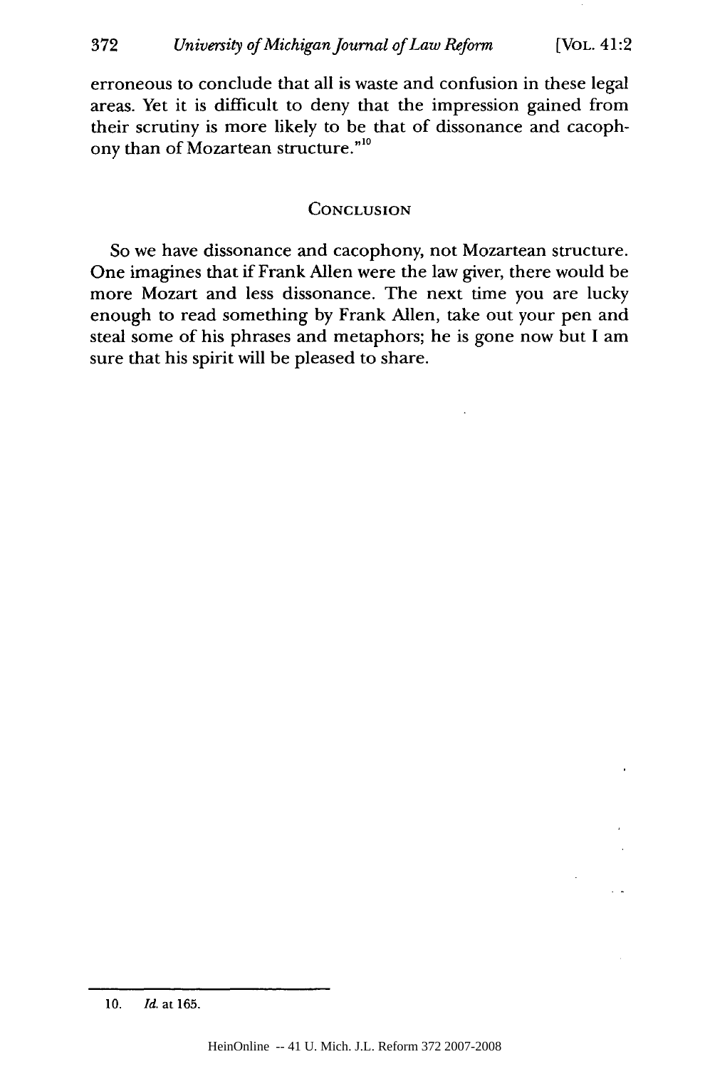erroneous to conclude that all is waste and confusion in these legal areas. Yet it is difficult to deny that the impression gained from their scrutiny is more likely to be that of dissonance and cacophony than of Mozartean structure."[10]

## CONCLUSION

So we have dissonance and cacophony, not Mozartean structure. One imagines that if Frank Allen were the law giver, there would be more Mozart and less dissonance. The next time you are lucky enough to read something by Frank Allen, take out your pen and steal some of his phrases and metaphors; he is gone now but I am sure that his spirit will be pleased to share.

10. *Id.* at 165.